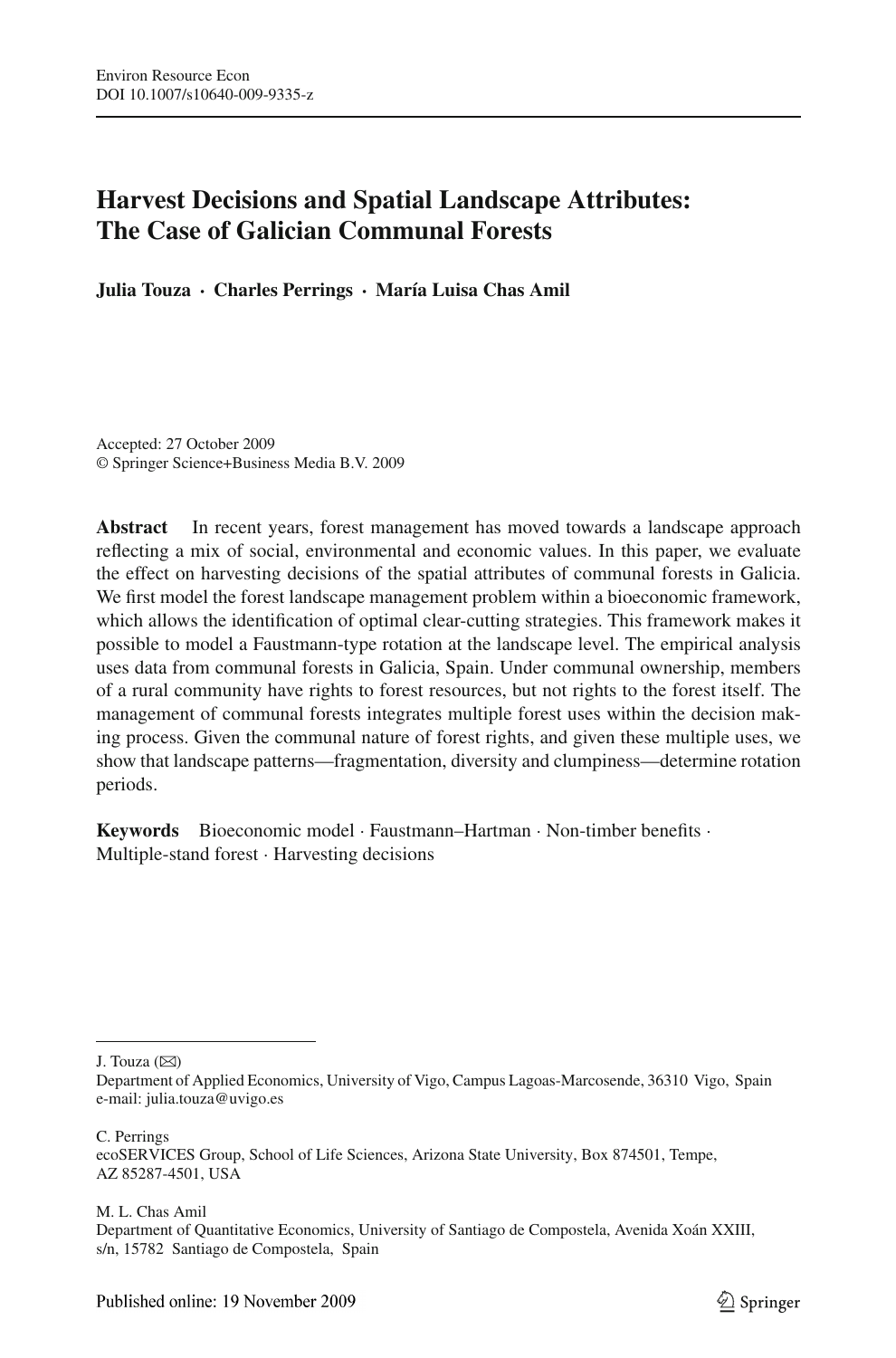# Harvest Decisions and Spatial Landscape Attributes: The Case of Galician Communal Forests

**Julia Touza · Charles Perrings · María Luisa Chas Amil**

Accepted: 27 October 2009
© Springer Science+Business Media B.V. 2009

**Abstract** In recent years, forest management has moved towards a landscape approach reflecting a mix of social, environmental and economic values. In this paper, we evaluate the effect on harvesting decisions of the spatial attributes of communal forests in Galicia. We first model the forest landscape management problem within a bioeconomic framework, which allows the identification of optimal clear-cutting strategies. This framework makes it possible to model a Faustmann-type rotation at the landscape level. The empirical analysis uses data from communal forests in Galicia, Spain. Under communal ownership, members of a rural community have rights to forest resources, but not rights to the forest itself. The management of communal forests integrates multiple forest uses within the decision making process. Given the communal nature of forest rights, and given these multiple uses, we show that landscape patterns—fragmentation, diversity and clumpiness—determine rotation periods.

**Keywords** Bioeconomic model · Faustmann–Hartman · Non-timber benefits · Multiple-stand forest · Harvesting decisions

---

J. Touza (✉)
Department of Applied Economics, University of Vigo, Campus Lagoas-Marcosende, 36310 Vigo, Spain
e-mail: julia.touza@uvigo.es

C. Perrings
ecoSERVICES Group, School of Life Sciences, Arizona State University, Box 874501, Tempe, AZ 85287-4501, USA

M. L. Chas Amil
Department of Quantitative Economics, University of Santiago de Compostela, Avenida Xoán XXIII, s/n, 15782 Santiago de Compostela, Spain

Published online: 19 November 2009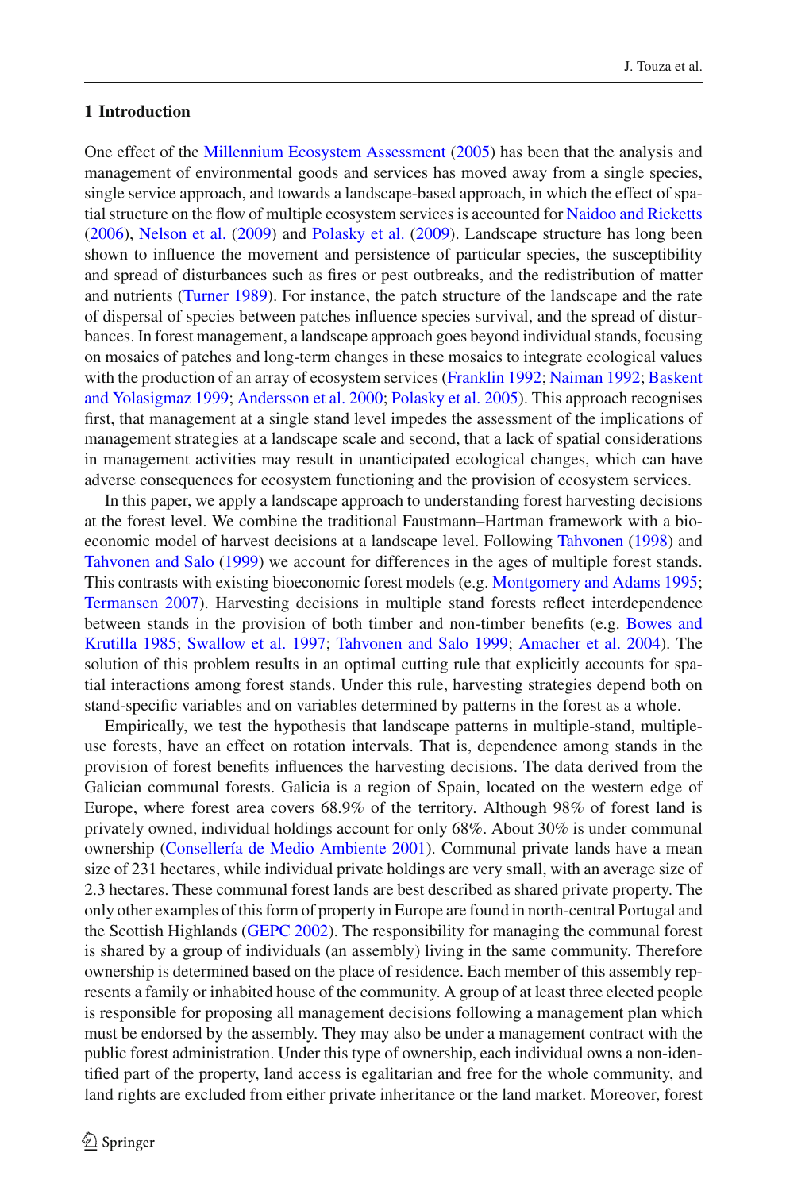## 1 Introduction

One effect of the Millennium Ecosystem Assessment (2005) has been that the analysis and management of environmental goods and services has moved away from a single species, single service approach, and towards a landscape-based approach, in which the effect of spatial structure on the flow of multiple ecosystem services is accounted for Naidoo and Ricketts (2006), Nelson et al. (2009) and Polasky et al. (2009). Landscape structure has long been shown to influence the movement and persistence of particular species, the susceptibility and spread of disturbances such as fires or pest outbreaks, and the redistribution of matter and nutrients (Turner 1989). For instance, the patch structure of the landscape and the rate of dispersal of species between patches influence species survival, and the spread of disturbances. In forest management, a landscape approach goes beyond individual stands, focusing on mosaics of patches and long-term changes in these mosaics to integrate ecological values with the production of an array of ecosystem services (Franklin 1992; Naiman 1992; Baskent and Yolasigmaz 1999; Andersson et al. 2000; Polasky et al. 2005). This approach recognises first, that management at a single stand level impedes the assessment of the implications of management strategies at a landscape scale and second, that a lack of spatial considerations in management activities may result in unanticipated ecological changes, which can have adverse consequences for ecosystem functioning and the provision of ecosystem services.

In this paper, we apply a landscape approach to understanding forest harvesting decisions at the forest level. We combine the traditional Faustmann–Hartman framework with a bioeconomic model of harvest decisions at a landscape level. Following Tahvonen (1998) and Tahvonen and Salo (1999) we account for differences in the ages of multiple forest stands. This contrasts with existing bioeconomic forest models (e.g. Montgomery and Adams 1995; Termansen 2007). Harvesting decisions in multiple stand forests reflect interdependence between stands in the provision of both timber and non-timber benefits (e.g. Bowes and Krutilla 1985; Swallow et al. 1997; Tahvonen and Salo 1999; Amacher et al. 2004). The solution of this problem results in an optimal cutting rule that explicitly accounts for spatial interactions among forest stands. Under this rule, harvesting strategies depend both on stand-specific variables and on variables determined by patterns in the forest as a whole.

Empirically, we test the hypothesis that landscape patterns in multiple-stand, multiple-use forests, have an effect on rotation intervals. That is, dependence among stands in the provision of forest benefits influences the harvesting decisions. The data derived from the Galician communal forests. Galicia is a region of Spain, located on the western edge of Europe, where forest area covers 68.9% of the territory. Although 98% of forest land is privately owned, individual holdings account for only 68%. About 30% is under communal ownership (Consellería de Medio Ambiente 2001). Communal private lands have a mean size of 231 hectares, while individual private holdings are very small, with an average size of 2.3 hectares. These communal forest lands are best described as shared private property. The only other examples of this form of property in Europe are found in north-central Portugal and the Scottish Highlands (GEPC 2002). The responsibility for managing the communal forest is shared by a group of individuals (an assembly) living in the same community. Therefore ownership is determined based on the place of residence. Each member of this assembly represents a family or inhabited house of the community. A group of at least three elected people is responsible for proposing all management decisions following a management plan which must be endorsed by the assembly. They may also be under a management contract with the public forest administration. Under this type of ownership, each individual owns a non-identified part of the property, land access is egalitarian and free for the whole community, and land rights are excluded from either private inheritance or the land market. Moreover, forest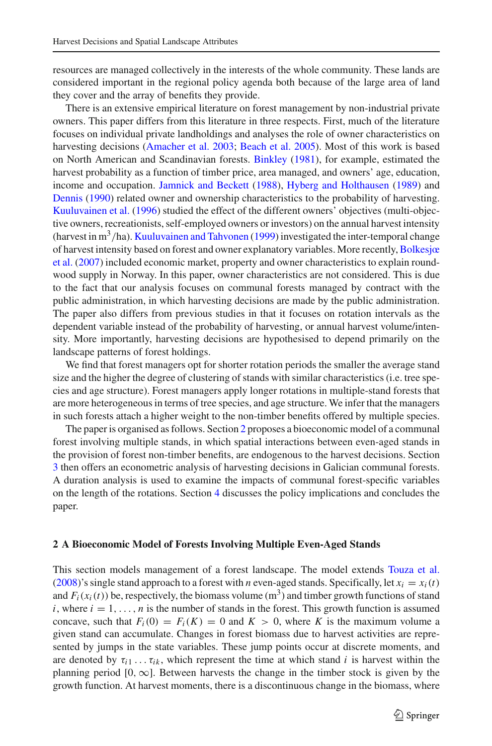resources are managed collectively in the interests of the whole community. These lands are considered important in the regional policy agenda both because of the large area of land they cover and the array of benefits they provide.

There is an extensive empirical literature on forest management by non-industrial private owners. This paper differs from this literature in three respects. First, much of the literature focuses on individual private landholdings and analyses the role of owner characteristics on harvesting decisions (Amacher et al. 2003; Beach et al. 2005). Most of this work is based on North American and Scandinavian forests. Binkley (1981), for example, estimated the harvest probability as a function of timber price, area managed, and owners' age, education, income and occupation. Jamnick and Beckett (1988), Hyberg and Holthausen (1989) and Dennis (1990) related owner and ownership characteristics to the probability of harvesting. Kuuluvainen et al. (1996) studied the effect of the different owners' objectives (multi-objective owners, recreationists, self-employed owners or investors) on the annual harvest intensity (harvest in $m^3$/ha). Kuuluvainen and Tahvonen (1999) investigated the inter-temporal change of harvest intensity based on forest and owner explanatory variables. More recently, Bolkesjœ et al. (2007) included economic market, property and owner characteristics to explain roundwood supply in Norway. In this paper, owner characteristics are not considered. This is due to the fact that our analysis focuses on communal forests managed by contract with the public administration, in which harvesting decisions are made by the public administration. The paper also differs from previous studies in that it focuses on rotation intervals as the dependent variable instead of the probability of harvesting, or annual harvest volume/intensity. More importantly, harvesting decisions are hypothesised to depend primarily on the landscape patterns of forest holdings.

We find that forest managers opt for shorter rotation periods the smaller the average stand size and the higher the degree of clustering of stands with similar characteristics (i.e. tree species and age structure). Forest managers apply longer rotations in multiple-stand forests that are more heterogeneous in terms of tree species, and age structure. We infer that the managers in such forests attach a higher weight to the non-timber benefits offered by multiple species.

The paper is organised as follows. Section 2 proposes a bioeconomic model of a communal forest involving multiple stands, in which spatial interactions between even-aged stands in the provision of forest non-timber benefits, are endogenous to the harvest decisions. Section 3 then offers an econometric analysis of harvesting decisions in Galician communal forests. A duration analysis is used to examine the impacts of communal forest-specific variables on the length of the rotations. Section 4 discusses the policy implications and concludes the paper.

## 2 A Bioeconomic Model of Forests Involving Multiple Even-Aged Stands

This section models management of a forest landscape. The model extends Touza et al. (2008)'s single stand approach to a forest with $n$ even-aged stands. Specifically, let $x_i = x_i(t)$ and $F_i(x_i(t))$ be, respectively, the biomass volume ($m^3$) and timber growth functions of stand $i$, where $i = 1, \ldots, n$ is the number of stands in the forest. This growth function is assumed concave, such that $F_i(0) = F_i(K) = 0$ and $K > 0$, where $K$ is the maximum volume a given stand can accumulate. Changes in forest biomass due to harvest activities are represented by jumps in the state variables. These jump points occur at discrete moments, and are denoted by $\tau_{i1} \ldots \tau_{ik}$, which represent the time at which stand $i$ is harvest within the planning period $[0, \infty]$. Between harvests the change in the timber stock is given by the growth function. At harvest moments, there is a discontinuous change in the biomass, where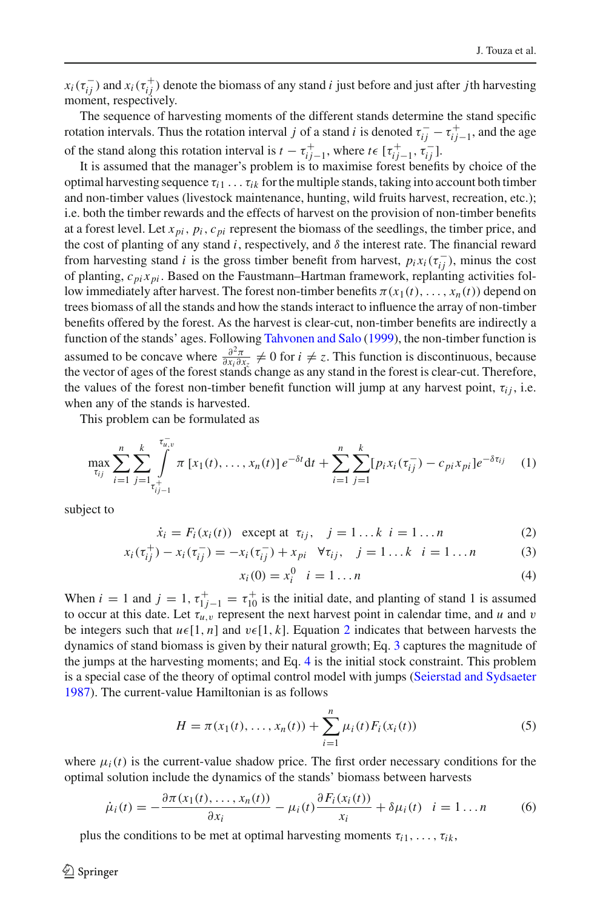$x_i(\tau_{ij}^-)$ and $x_i(\tau_{ij}^+)$ denote the biomass of any stand $i$ just before and just after $j$th harvesting moment, respectively.

The sequence of harvesting moments of the different stands determine the stand specific rotation intervals. Thus the rotation interval $j$ of a stand $i$ is denoted $\tau_{ij}^- - \tau_{ij-1}^+$, and the age of the stand along this rotation interval is $t - \tau_{ij-1}^+$, where $t\epsilon\,[\tau_{ij-1}^+, \tau_{ij}^-]$.

It is assumed that the manager's problem is to maximise forest benefits by choice of the optimal harvesting sequence $\tau_{i1}\ldots\tau_{ik}$ for the multiple stands, taking into account both timber and non-timber values (livestock maintenance, hunting, wild fruits harvest, recreation, etc.); i.e. both the timber rewards and the effects of harvest on the provision of non-timber benefits at a forest level. Let $x_{pi}$, $p_i$, $c_{pi}$ represent the biomass of the seedlings, the timber price, and the cost of planting of any stand $i$, respectively, and $\delta$ the interest rate. The financial reward from harvesting stand $i$ is the gross timber benefit from harvest, $p_i x_i(\tau_{ij}^-)$, minus the cost of planting, $c_{pi}x_{pi}$. Based on the Faustmann–Hartman framework, replanting activities follow immediately after harvest. The forest non-timber benefits $\pi(x_1(t),\ldots,x_n(t))$ depend on trees biomass of all the stands and how the stands interact to influence the array of non-timber benefits offered by the forest. As the harvest is clear-cut, non-timber benefits are indirectly a function of the stands' ages. Following Tahvonen and Salo (1999), the non-timber function is assumed to be concave where $\frac{\partial^2\pi}{\partial x_i \partial x_z} \neq 0$ for $i \neq z$. This function is discontinuous, because the vector of ages of the forest stands change as any stand in the forest is clear-cut. Therefore, the values of the forest non-timber benefit function will jump at any harvest point, $\tau_{ij}$, i.e. when any of the stands is harvested.

This problem can be formulated as

$$\max_{\tau_{ij}} \sum_{i=1}^{n}\sum_{j=1}^{k} \int_{\tau_{ij-1}^+}^{\tau_{u,v}^-} \pi\left[x_1(t),\ldots,x_n(t)\right] e^{-\delta t}\mathrm{d}t + \sum_{i=1}^{n}\sum_{j=1}^{k}\left[p_i x_i(\tau_{ij}^-) - c_{pi}x_{pi}\right]e^{-\delta\tau_{ij}} \quad (1)$$

subject to

$$\dot{x}_i = F_i(x_i(t)) \quad \text{except at} \quad \tau_{ij}, \quad j = 1\ldots k \quad i = 1\ldots n \quad (2)$$

$$x_i(\tau_{ij}^+) - x_i(\tau_{ij}^-) = -x_i(\tau_{ij}^-) + x_{pi} \quad \forall\tau_{ij}, \quad j = 1\ldots k \quad i = 1\ldots n \quad (3)$$

$$x_i(0) = x_i^0 \quad i = 1\ldots n \quad (4)$$

When $i = 1$ and $j = 1$, $\tau_{1j-1}^+ = \tau_{10}^+$ is the initial date, and planting of stand 1 is assumed to occur at this date. Let $\tau_{u,v}$ represent the next harvest point in calendar time, and $u$ and $v$ be integers such that $u\epsilon[1, n]$ and $v\epsilon[1, k]$. Equation 2 indicates that between harvests the dynamics of stand biomass is given by their natural growth; Eq. 3 captures the magnitude of the jumps at the harvesting moments; and Eq. 4 is the initial stock constraint. This problem is a special case of the theory of optimal control model with jumps (Seierstad and Sydsaeter 1987). The current-value Hamiltonian is as follows

$$H = \pi(x_1(t),\ldots,x_n(t)) + \sum_{i=1}^{n}\mu_i(t)F_i(x_i(t)) \quad (5)$$

where $\mu_i(t)$ is the current-value shadow price. The first order necessary conditions for the optimal solution include the dynamics of the stands' biomass between harvests

$$\dot{\mu}_i(t) = -\frac{\partial\pi(x_1(t),\ldots,x_n(t))}{\partial x_i} - \mu_i(t)\frac{\partial F_i(x_i(t))}{x_i} + \delta\mu_i(t) \quad i = 1\ldots n \quad (6)$$

plus the conditions to be met at optimal harvesting moments $\tau_{i1},\ldots,\tau_{ik}$,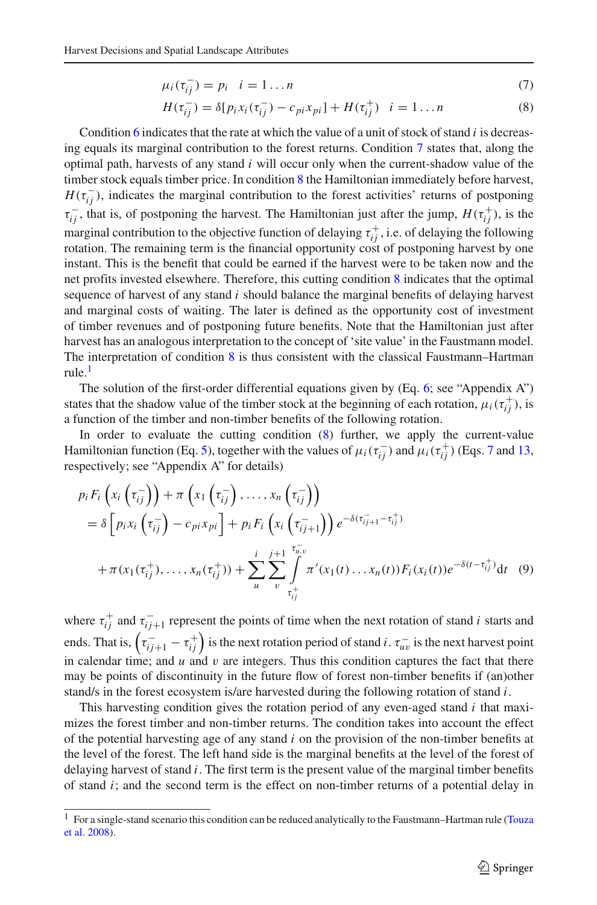$$\mu_i(\tau_{ij}^-) = p_i \quad i = 1 \ldots n \tag{7}$$

$$H(\tau_{ij}^-) = \delta[p_i x_i(\tau_{ij}^-) - c_{pi} x_{pi}] + H(\tau_{ij}^+) \quad i = 1 \ldots n \tag{8}$$

Condition 6 indicates that the rate at which the value of a unit of stock of stand $i$ is decreasing equals its marginal contribution to the forest returns. Condition 7 states that, along the optimal path, harvests of any stand $i$ will occur only when the current-shadow value of the timber stock equals timber price. In condition 8 the Hamiltonian immediately before harvest, $H(\tau_{ij}^-)$, indicates the marginal contribution to the forest activities' returns of postponing $\tau_{ij}^-$, that is, of postponing the harvest. The Hamiltonian just after the jump, $H(\tau_{ij}^+)$, is the marginal contribution to the objective function of delaying $\tau_{ij}^+$, i.e. of delaying the following rotation. The remaining term is the financial opportunity cost of postponing harvest by one instant. This is the benefit that could be earned if the harvest were to be taken now and the net profits invested elsewhere. Therefore, this cutting condition 8 indicates that the optimal sequence of harvest of any stand $i$ should balance the marginal benefits of delaying harvest and marginal costs of waiting. The later is defined as the opportunity cost of investment of timber revenues and of postponing future benefits. Note that the Hamiltonian just after harvest has an analogous interpretation to the concept of 'site value' in the Faustmann model. The interpretation of condition 8 is thus consistent with the classical Faustmann–Hartman rule.[1]

The solution of the first-order differential equations given by (Eq. 6; see "Appendix A") states that the shadow value of the timber stock at the beginning of each rotation, $\mu_i(\tau_{ij}^+)$, is a function of the timber and non-timber benefits of the following rotation.

In order to evaluate the cutting condition (8) further, we apply the current-value Hamiltonian function (Eq. 5), together with the values of $\mu_i(\tau_{ij}^-)$ and $\mu_i(\tau_{ij}^+)$ (Eqs. 7 and 13, respectively; see "Appendix A" for details)

$$\begin{aligned}
&p_i F_i\left(x_i\left(\tau_{ij}^-\right)\right) + \pi\left(x_1\left(\tau_{ij}^-\right), \ldots, x_n\left(\tau_{ij}^-\right)\right) \\
&= \delta\left[p_i x_i\left(\tau_{ij}^-\right) - c_{pi} x_{pi}\right] + p_i F_i\left(x_i\left(\tau_{ij+1}^-\right)\right) e^{-\delta(\tau_{ij+1}^- - \tau_{ij}^+)} \\
&\quad + \pi(x_1(\tau_{ij}^+), \ldots, x_n(\tau_{ij}^+)) + \sum_{u}^{i} \sum_{v}^{j+1} \int_{\tau_{ij}^+}^{\tau_{u,v}^-} \pi'(x_1(t) \ldots x_n(t)) F_i(x_i(t)) e^{-\delta(t - \tau_{ij}^+)} \mathrm{d}t
\end{aligned} \tag{9}$$

where $\tau_{ij}^+$ and $\tau_{ij+1}^-$ represent the points of time when the next rotation of stand $i$ starts and ends. That is, $\left(\tau_{ij+1}^- - \tau_{ij}^+\right)$ is the next rotation period of stand $i$. $\tau_{uv}^-$ is the next harvest point in calendar time; and $u$ and $v$ are integers. Thus this condition captures the fact that there may be points of discontinuity in the future flow of forest non-timber benefits if (an)other stand/s in the forest ecosystem is/are harvested during the following rotation of stand $i$.

This harvesting condition gives the rotation period of any even-aged stand $i$ that maximizes the forest timber and non-timber returns. The condition takes into account the effect of the potential harvesting age of any stand $i$ on the provision of the non-timber benefits at the level of the forest. The left hand side is the marginal benefits at the level of the forest of delaying harvest of stand $i$. The first term is the present value of the marginal timber benefits of stand $i$; and the second term is the effect on non-timber returns of a potential delay in

[1] For a single-stand scenario this condition can be reduced analytically to the Faustmann–Hartman rule (Touza et al. 2008).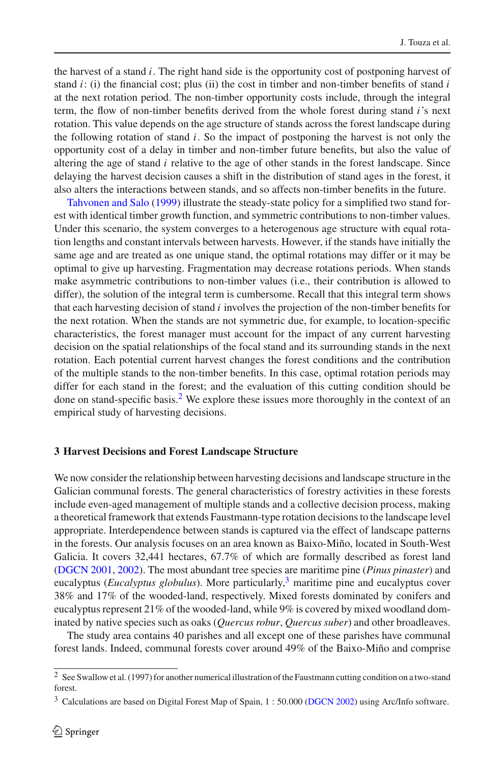the harvest of a stand $i$. The right hand side is the opportunity cost of postponing harvest of stand $i$: (i) the financial cost; plus (ii) the cost in timber and non-timber benefits of stand $i$ at the next rotation period. The non-timber opportunity costs include, through the integral term, the flow of non-timber benefits derived from the whole forest during stand $i$'s next rotation. This value depends on the age structure of stands across the forest landscape during the following rotation of stand $i$. So the impact of postponing the harvest is not only the opportunity cost of a delay in timber and non-timber future benefits, but also the value of altering the age of stand $i$ relative to the age of other stands in the forest landscape. Since delaying the harvest decision causes a shift in the distribution of stand ages in the forest, it also alters the interactions between stands, and so affects non-timber benefits in the future.

Tahvonen and Salo (1999) illustrate the steady-state policy for a simplified two stand forest with identical timber growth function, and symmetric contributions to non-timber values. Under this scenario, the system converges to a heterogenous age structure with equal rotation lengths and constant intervals between harvests. However, if the stands have initially the same age and are treated as one unique stand, the optimal rotations may differ or it may be optimal to give up harvesting. Fragmentation may decrease rotations periods. When stands make asymmetric contributions to non-timber values (i.e., their contribution is allowed to differ), the solution of the integral term is cumbersome. Recall that this integral term shows that each harvesting decision of stand $i$ involves the projection of the non-timber benefits for the next rotation. When the stands are not symmetric due, for example, to location-specific characteristics, the forest manager must account for the impact of any current harvesting decision on the spatial relationships of the focal stand and its surrounding stands in the next rotation. Each potential current harvest changes the forest conditions and the contribution of the multiple stands to the non-timber benefits. In this case, optimal rotation periods may differ for each stand in the forest; and the evaluation of this cutting condition should be done on stand-specific basis.[2] We explore these issues more thoroughly in the context of an empirical study of harvesting decisions.

## 3 Harvest Decisions and Forest Landscape Structure

We now consider the relationship between harvesting decisions and landscape structure in the Galician communal forests. The general characteristics of forestry activities in these forests include even-aged management of multiple stands and a collective decision process, making a theoretical framework that extends Faustmann-type rotation decisions to the landscape level appropriate. Interdependence between stands is captured via the effect of landscape patterns in the forests. Our analysis focuses on an area known as Baixo-Miño, located in South-West Galicia. It covers 32,441 hectares, 67.7% of which are formally described as forest land (DGCN 2001, 2002). The most abundant tree species are maritime pine (*Pinus pinaster*) and eucalyptus (*Eucalyptus globulus*). More particularly,[3] maritime pine and eucalyptus cover 38% and 17% of the wooded-land, respectively. Mixed forests dominated by conifers and eucalyptus represent 21% of the wooded-land, while 9% is covered by mixed woodland dominated by native species such as oaks (*Quercus robur*, *Quercus suber*) and other broadleaves.

The study area contains 40 parishes and all except one of these parishes have communal forest lands. Indeed, communal forests cover around 49% of the Baixo-Miño and comprise

[2] See Swallow et al. (1997) for another numerical illustration of the Faustmann cutting condition on a two-stand forest.

[3] Calculations are based on Digital Forest Map of Spain, 1 : 50.000 (DGCN 2002) using Arc/Info software.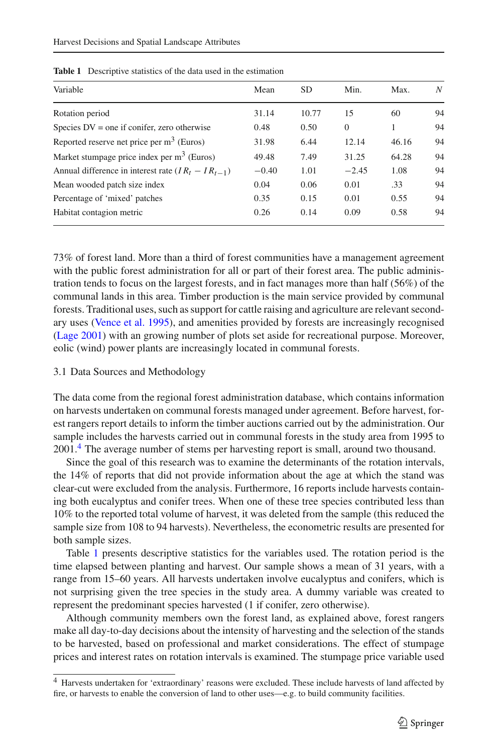Table 1 Descriptive statistics of the data used in the estimation

| Variable | Mean | SD | Min. | Max. | N |
|---|---|---|---|---|---|
| Rotation period | 31.14 | 10.77 | 15 | 60 | 94 |
| Species DV = one if conifer, zero otherwise | 0.48 | 0.50 | 0 | 1 | 94 |
| Reported reserve net price per $m^3$ (Euros) | 31.98 | 6.44 | 12.14 | 46.16 | 94 |
| Market stumpage price index per $m^3$ (Euros) | 49.48 | 7.49 | 31.25 | 64.28 | 94 |
| Annual difference in interest rate ($IR_t - IR_{t-1}$) | −0.40 | 1.01 | −2.45 | 1.08 | 94 |
| Mean wooded patch size index | 0.04 | 0.06 | 0.01 | .33 | 94 |
| Percentage of 'mixed' patches | 0.35 | 0.15 | 0.01 | 0.55 | 94 |
| Habitat contagion metric | 0.26 | 0.14 | 0.09 | 0.58 | 94 |

73% of forest land. More than a third of forest communities have a management agreement with the public forest administration for all or part of their forest area. The public administration tends to focus on the largest forests, and in fact manages more than half (56%) of the communal lands in this area. Timber production is the main service provided by communal forests. Traditional uses, such as support for cattle raising and agriculture are relevant secondary uses (Vence et al. 1995), and amenities provided by forests are increasingly recognised (Lage 2001) with an growing number of plots set aside for recreational purpose. Moreover, eolic (wind) power plants are increasingly located in communal forests.

### 3.1 Data Sources and Methodology

The data come from the regional forest administration database, which contains information on harvests undertaken on communal forests managed under agreement. Before harvest, forest rangers report details to inform the timber auctions carried out by the administration. Our sample includes the harvests carried out in communal forests in the study area from 1995 to 2001.[4] The average number of stems per harvesting report is small, around two thousand.

Since the goal of this research was to examine the determinants of the rotation intervals, the 14% of reports that did not provide information about the age at which the stand was clear-cut were excluded from the analysis. Furthermore, 16 reports include harvests containing both eucalyptus and conifer trees. When one of these tree species contributed less than 10% to the reported total volume of harvest, it was deleted from the sample (this reduced the sample size from 108 to 94 harvests). Nevertheless, the econometric results are presented for both sample sizes.

Table 1 presents descriptive statistics for the variables used. The rotation period is the time elapsed between planting and harvest. Our sample shows a mean of 31 years, with a range from 15–60 years. All harvests undertaken involve eucalyptus and conifers, which is not surprising given the tree species in the study area. A dummy variable was created to represent the predominant species harvested (1 if conifer, zero otherwise).

Although community members own the forest land, as explained above, forest rangers make all day-to-day decisions about the intensity of harvesting and the selection of the stands to be harvested, based on professional and market considerations. The effect of stumpage prices and interest rates on rotation intervals is examined. The stumpage price variable used

[4] Harvests undertaken for 'extraordinary' reasons were excluded. These include harvests of land affected by fire, or harvests to enable the conversion of land to other uses—e.g. to build community facilities.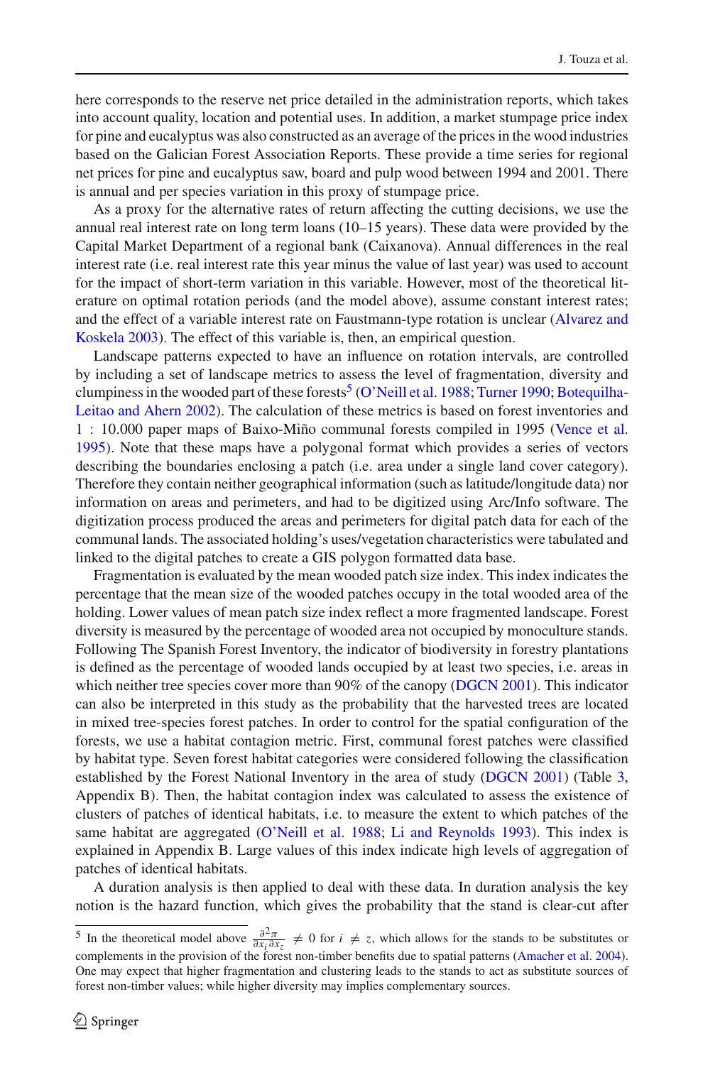here corresponds to the reserve net price detailed in the administration reports, which takes into account quality, location and potential uses. In addition, a market stumpage price index for pine and eucalyptus was also constructed as an average of the prices in the wood industries based on the Galician Forest Association Reports. These provide a time series for regional net prices for pine and eucalyptus saw, board and pulp wood between 1994 and 2001. There is annual and per species variation in this proxy of stumpage price.

As a proxy for the alternative rates of return affecting the cutting decisions, we use the annual real interest rate on long term loans (10–15 years). These data were provided by the Capital Market Department of a regional bank (Caixanova). Annual differences in the real interest rate (i.e. real interest rate this year minus the value of last year) was used to account for the impact of short-term variation in this variable. However, most of the theoretical literature on optimal rotation periods (and the model above), assume constant interest rates; and the effect of a variable interest rate on Faustmann-type rotation is unclear (Alvarez and Koskela 2003). The effect of this variable is, then, an empirical question.

Landscape patterns expected to have an influence on rotation intervals, are controlled by including a set of landscape metrics to assess the level of fragmentation, diversity and clumpiness in the wooded part of these forests[5] (O'Neill et al. 1988; Turner 1990; Botequilha-Leitao and Ahern 2002). The calculation of these metrics is based on forest inventories and 1 : 10.000 paper maps of Baixo-Miño communal forests compiled in 1995 (Vence et al. 1995). Note that these maps have a polygonal format which provides a series of vectors describing the boundaries enclosing a patch (i.e. area under a single land cover category). Therefore they contain neither geographical information (such as latitude/longitude data) nor information on areas and perimeters, and had to be digitized using Arc/Info software. The digitization process produced the areas and perimeters for digital patch data for each of the communal lands. The associated holding's uses/vegetation characteristics were tabulated and linked to the digital patches to create a GIS polygon formatted data base.

Fragmentation is evaluated by the mean wooded patch size index. This index indicates the percentage that the mean size of the wooded patches occupy in the total wooded area of the holding. Lower values of mean patch size index reflect a more fragmented landscape. Forest diversity is measured by the percentage of wooded area not occupied by monoculture stands. Following The Spanish Forest Inventory, the indicator of biodiversity in forestry plantations is defined as the percentage of wooded lands occupied by at least two species, i.e. areas in which neither tree species cover more than 90% of the canopy (DGCN 2001). This indicator can also be interpreted in this study as the probability that the harvested trees are located in mixed tree-species forest patches. In order to control for the spatial configuration of the forests, we use a habitat contagion metric. First, communal forest patches were classified by habitat type. Seven forest habitat categories were considered following the classification established by the Forest National Inventory in the area of study (DGCN 2001) (Table 3, Appendix B). Then, the habitat contagion index was calculated to assess the existence of clusters of patches of identical habitats, i.e. to measure the extent to which patches of the same habitat are aggregated (O'Neill et al. 1988; Li and Reynolds 1993). This index is explained in Appendix B. Large values of this index indicate high levels of aggregation of patches of identical habitats.

A duration analysis is then applied to deal with these data. In duration analysis the key notion is the hazard function, which gives the probability that the stand is clear-cut after

[5] In the theoretical model above $\frac{\partial^2 \pi}{\partial x_i \partial x_z} \neq 0$ for $i \neq z$, which allows for the stands to be substitutes or complements in the provision of the forest non-timber benefits due to spatial patterns (Amacher et al. 2004). One may expect that higher fragmentation and clustering leads to the stands to act as substitute sources of forest non-timber values; while higher diversity may implies complementary sources.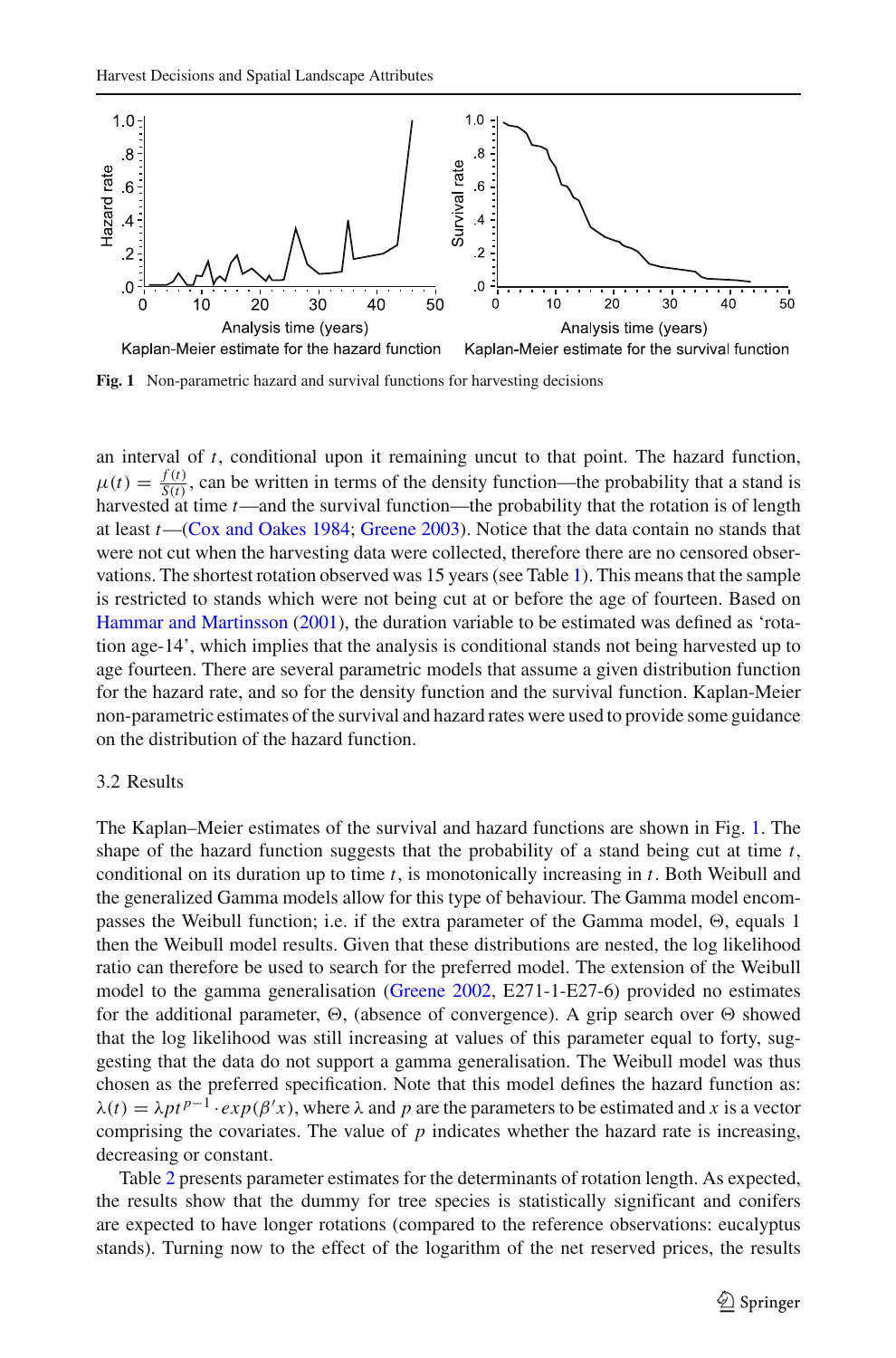Fig. 1 Non-parametric hazard and survival functions for harvesting decisions

an interval of $t$, conditional upon it remaining uncut to that point. The hazard function, $\mu(t) = \frac{f(t)}{S(t)}$, can be written in terms of the density function—the probability that a stand is harvested at time $t$—and the survival function—the probability that the rotation is of length at least $t$—(Cox and Oakes 1984; Greene 2003). Notice that the data contain no stands that were not cut when the harvesting data were collected, therefore there are no censored observations. The shortest rotation observed was 15 years (see Table 1). This means that the sample is restricted to stands which were not being cut at or before the age of fourteen. Based on Hammar and Martinsson (2001), the duration variable to be estimated was defined as 'rotation age-14', which implies that the analysis is conditional stands not being harvested up to age fourteen. There are several parametric models that assume a given distribution function for the hazard rate, and so for the density function and the survival function. Kaplan-Meier non-parametric estimates of the survival and hazard rates were used to provide some guidance on the distribution of the hazard function.

### 3.2 Results

The Kaplan–Meier estimates of the survival and hazard functions are shown in Fig. 1. The shape of the hazard function suggests that the probability of a stand being cut at time $t$, conditional on its duration up to time $t$, is monotonically increasing in $t$. Both Weibull and the generalized Gamma models allow for this type of behaviour. The Gamma model encompasses the Weibull function; i.e. if the extra parameter of the Gamma model, $\Theta$, equals 1 then the Weibull model results. Given that these distributions are nested, the log likelihood ratio can therefore be used to search for the preferred model. The extension of the Weibull model to the gamma generalisation (Greene 2002, E271-1-E27-6) provided no estimates for the additional parameter, $\Theta$, (absence of convergence). A grip search over $\Theta$ showed that the log likelihood was still increasing at values of this parameter equal to forty, suggesting that the data do not support a gamma generalisation. The Weibull model was thus chosen as the preferred specification. Note that this model defines the hazard function as: $\lambda(t) = \lambda p t^{p-1} \cdot exp(\beta' x)$, where $\lambda$ and $p$ are the parameters to be estimated and $x$ is a vector comprising the covariates. The value of $p$ indicates whether the hazard rate is increasing, decreasing or constant.

Table 2 presents parameter estimates for the determinants of rotation length. As expected, the results show that the dummy for tree species is statistically significant and conifers are expected to have longer rotations (compared to the reference observations: eucalyptus stands). Turning now to the effect of the logarithm of the net reserved prices, the results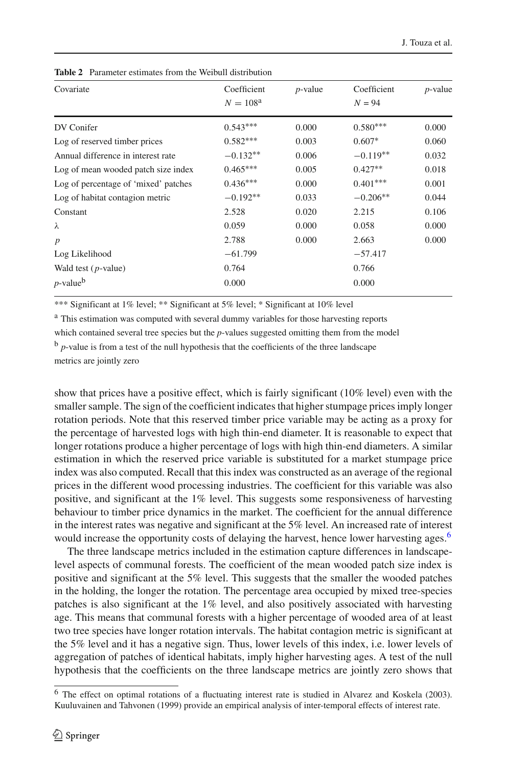**Table 2** Parameter estimates from the Weibull distribution

| Covariate | Coefficient $N = 108$[a] | $p$-value | Coefficient $N = 94$ | $p$-value |
|---|---|---|---|---|
| DV Conifer | 0.543*** | 0.000 | 0.580*** | 0.000 |
| Log of reserved timber prices | 0.582*** | 0.003 | 0.607* | 0.060 |
| Annual difference in interest rate | −0.132** | 0.006 | −0.119** | 0.032 |
| Log of mean wooded patch size index | 0.465*** | 0.005 | 0.427** | 0.018 |
| Log of percentage of 'mixed' patches | 0.436*** | 0.000 | 0.401*** | 0.001 |
| Log of habitat contagion metric | −0.192** | 0.033 | −0.206** | 0.044 |
| Constant | 2.528 | 0.020 | 2.215 | 0.106 |
| $\lambda$ | 0.059 | 0.000 | 0.058 | 0.000 |
| $p$ | 2.788 | 0.000 | 2.663 | 0.000 |
| Log Likelihood | −61.799 | | −57.417 | |
| Wald test ($p$-value) | 0.764 | | 0.766 | |
| $p$-value[b] | 0.000 | | 0.000 | |

*** Significant at 1% level; ** Significant at 5% level; * Significant at 10% level

[a] This estimation was computed with several dummy variables for those harvesting reports which contained several tree species but the $p$-values suggested omitting them from the model

[b] $p$-value is from a test of the null hypothesis that the coefficients of the three landscape metrics are jointly zero

show that prices have a positive effect, which is fairly significant (10% level) even with the smaller sample. The sign of the coefficient indicates that higher stumpage prices imply longer rotation periods. Note that this reserved timber price variable may be acting as a proxy for the percentage of harvested logs with high thin-end diameter. It is reasonable to expect that longer rotations produce a higher percentage of logs with high thin-end diameters. A similar estimation in which the reserved price variable is substituted for a market stumpage price index was also computed. Recall that this index was constructed as an average of the regional prices in the different wood processing industries. The coefficient for this variable was also positive, and significant at the 1% level. This suggests some responsiveness of harvesting behaviour to timber price dynamics in the market. The coefficient for the annual difference in the interest rates was negative and significant at the 5% level. An increased rate of interest would increase the opportunity costs of delaying the harvest, hence lower harvesting ages.[6]

The three landscape metrics included in the estimation capture differences in landscape-level aspects of communal forests. The coefficient of the mean wooded patch size index is positive and significant at the 5% level. This suggests that the smaller the wooded patches in the holding, the longer the rotation. The percentage area occupied by mixed tree-species patches is also significant at the 1% level, and also positively associated with harvesting age. This means that communal forests with a higher percentage of wooded area of at least two tree species have longer rotation intervals. The habitat contagion metric is significant at the 5% level and it has a negative sign. Thus, lower levels of this index, i.e. lower levels of aggregation of patches of identical habitats, imply higher harvesting ages. A test of the null hypothesis that the coefficients on the three landscape metrics are jointly zero shows that

[6] The effect on optimal rotations of a fluctuating interest rate is studied in Alvarez and Koskela (2003). Kuuluvainen and Tahvonen (1999) provide an empirical analysis of inter-temporal effects of interest rate.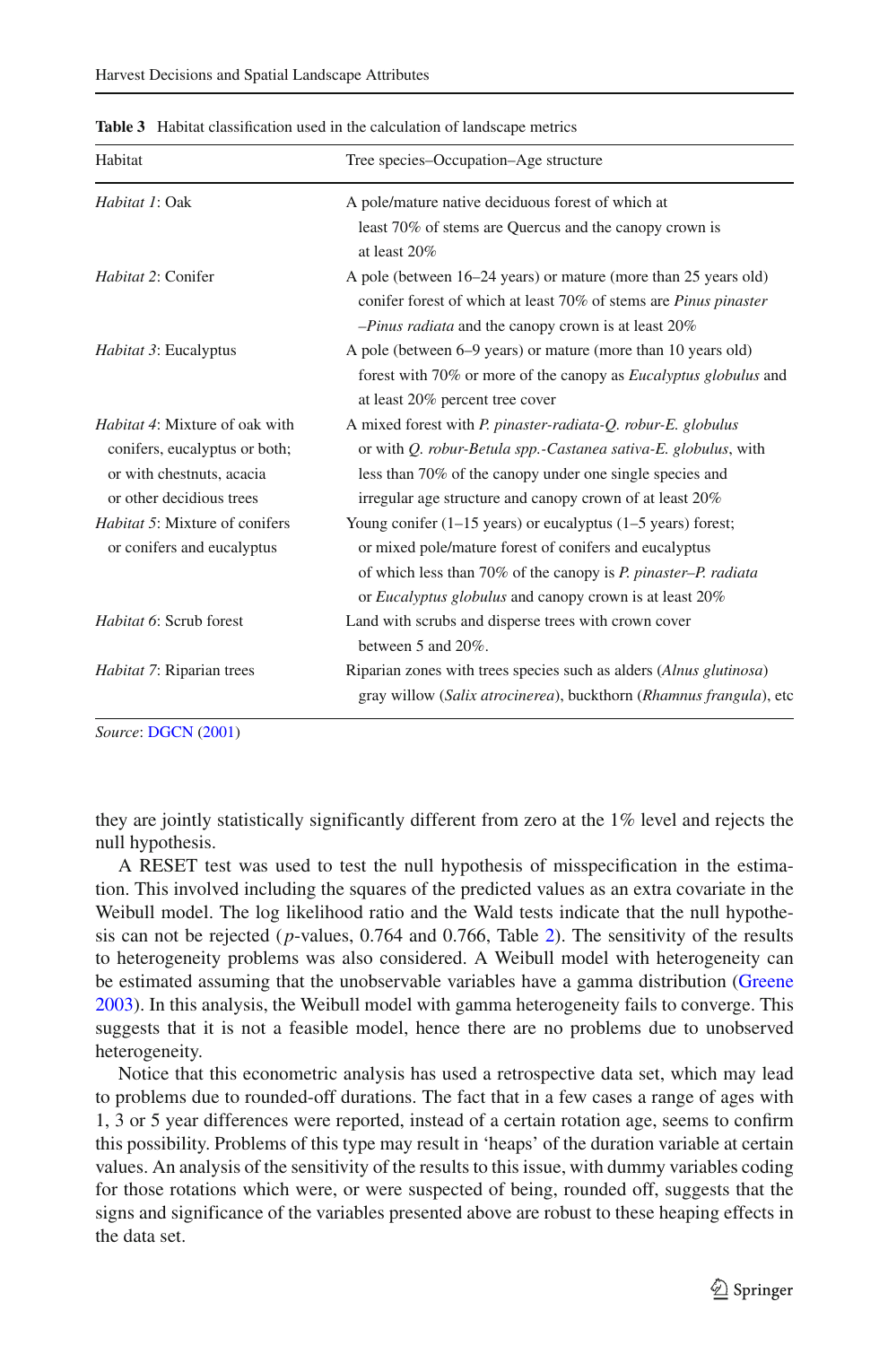**Table 3** Habitat classification used in the calculation of landscape metrics

| Habitat | Tree species–Occupation–Age structure |
|---|---|
| *Habitat 1*: Oak | A pole/mature native deciduous forest of which at least 70% of stems are Quercus and the canopy crown is at least 20% |
| *Habitat 2*: Conifer | A pole (between 16–24 years) or mature (more than 25 years old) conifer forest of which at least 70% of stems are *Pinus pinaster* –*Pinus radiata* and the canopy crown is at least 20% |
| *Habitat 3*: Eucalyptus | A pole (between 6–9 years) or mature (more than 10 years old) forest with 70% or more of the canopy as *Eucalyptus globulus* and at least 20% percent tree cover |
| *Habitat 4*: Mixture of oak with conifers, eucalyptus or both; or with chestnuts, acacia or other decidious trees | A mixed forest with *P. pinaster-radiata-Q. robur-E. globulus* or with *Q. robur-Betula spp.-Castanea sativa-E. globulus*, with less than 70% of the canopy under one single species and irregular age structure and canopy crown of at least 20% |
| *Habitat 5*: Mixture of conifers or conifers and eucalyptus | Young conifer (1–15 years) or eucalyptus (1–5 years) forest; or mixed pole/mature forest of conifers and eucalyptus of which less than 70% of the canopy is *P. pinaster–P. radiata* or *Eucalyptus globulus* and canopy crown is at least 20% |
| *Habitat 6*: Scrub forest | Land with scrubs and disperse trees with crown cover between 5 and 20%. |
| *Habitat 7*: Riparian trees | Riparian zones with trees species such as alders (*Alnus glutinosa*) gray willow (*Salix atrocinerea*), buckthorn (*Rhamnus frangula*), etc |

*Source*: DGCN (2001)

they are jointly statistically significantly different from zero at the 1% level and rejects the null hypothesis.

A RESET test was used to test the null hypothesis of misspecification in the estimation. This involved including the squares of the predicted values as an extra covariate in the Weibull model. The log likelihood ratio and the Wald tests indicate that the null hypothesis can not be rejected ($p$-values, 0.764 and 0.766, Table 2). The sensitivity of the results to heterogeneity problems was also considered. A Weibull model with heterogeneity can be estimated assuming that the unobservable variables have a gamma distribution (Greene 2003). In this analysis, the Weibull model with gamma heterogeneity fails to converge. This suggests that it is not a feasible model, hence there are no problems due to unobserved heterogeneity.

Notice that this econometric analysis has used a retrospective data set, which may lead to problems due to rounded-off durations. The fact that in a few cases a range of ages with 1, 3 or 5 year differences were reported, instead of a certain rotation age, seems to confirm this possibility. Problems of this type may result in 'heaps' of the duration variable at certain values. An analysis of the sensitivity of the results to this issue, with dummy variables coding for those rotations which were, or were suspected of being, rounded off, suggests that the signs and significance of the variables presented above are robust to these heaping effects in the data set.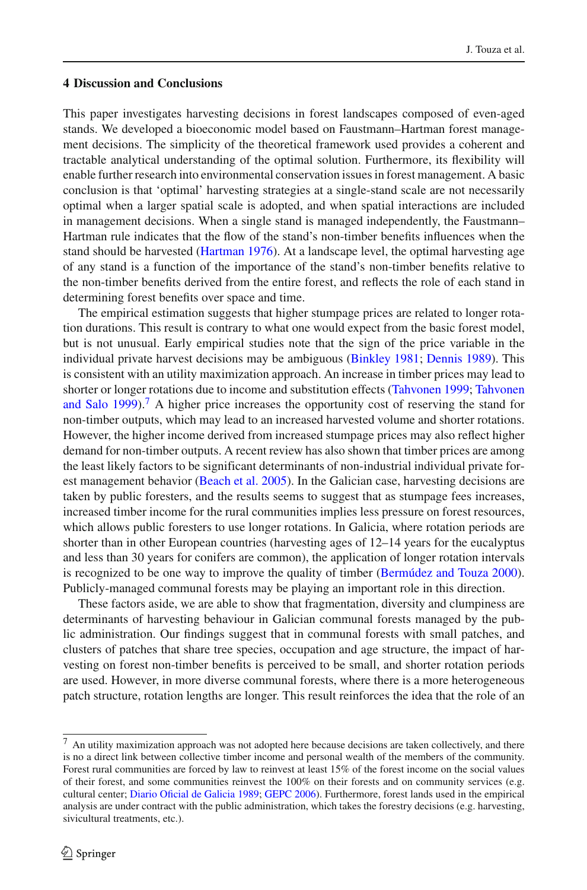## 4 Discussion and Conclusions

This paper investigates harvesting decisions in forest landscapes composed of even-aged stands. We developed a bioeconomic model based on Faustmann–Hartman forest management decisions. The simplicity of the theoretical framework used provides a coherent and tractable analytical understanding of the optimal solution. Furthermore, its flexibility will enable further research into environmental conservation issues in forest management. A basic conclusion is that 'optimal' harvesting strategies at a single-stand scale are not necessarily optimal when a larger spatial scale is adopted, and when spatial interactions are included in management decisions. When a single stand is managed independently, the Faustmann–Hartman rule indicates that the flow of the stand's non-timber benefits influences when the stand should be harvested (Hartman 1976). At a landscape level, the optimal harvesting age of any stand is a function of the importance of the stand's non-timber benefits relative to the non-timber benefits derived from the entire forest, and reflects the role of each stand in determining forest benefits over space and time.

The empirical estimation suggests that higher stumpage prices are related to longer rotation durations. This result is contrary to what one would expect from the basic forest model, but is not unusual. Early empirical studies note that the sign of the price variable in the individual private harvest decisions may be ambiguous (Binkley 1981; Dennis 1989). This is consistent with an utility maximization approach. An increase in timber prices may lead to shorter or longer rotations due to income and substitution effects (Tahvonen 1999; Tahvonen and Salo 1999).[7] A higher price increases the opportunity cost of reserving the stand for non-timber outputs, which may lead to an increased harvested volume and shorter rotations. However, the higher income derived from increased stumpage prices may also reflect higher demand for non-timber outputs. A recent review has also shown that timber prices are among the least likely factors to be significant determinants of non-industrial individual private forest management behavior (Beach et al. 2005). In the Galician case, harvesting decisions are taken by public foresters, and the results seems to suggest that as stumpage fees increases, increased timber income for the rural communities implies less pressure on forest resources, which allows public foresters to use longer rotations. In Galicia, where rotation periods are shorter than in other European countries (harvesting ages of 12–14 years for the eucalyptus and less than 30 years for conifers are common), the application of longer rotation intervals is recognized to be one way to improve the quality of timber (Bermúdez and Touza 2000). Publicly-managed communal forests may be playing an important role in this direction.

These factors aside, we are able to show that fragmentation, diversity and clumpiness are determinants of harvesting behaviour in Galician communal forests managed by the public administration. Our findings suggest that in communal forests with small patches, and clusters of patches that share tree species, occupation and age structure, the impact of harvesting on forest non-timber benefits is perceived to be small, and shorter rotation periods are used. However, in more diverse communal forests, where there is a more heterogeneous patch structure, rotation lengths are longer. This result reinforces the idea that the role of an

[7] An utility maximization approach was not adopted here because decisions are taken collectively, and there is no a direct link between collective timber income and personal wealth of the members of the community. Forest rural communities are forced by law to reinvest at least 15% of the forest income on the social values of their forest, and some communities reinvest the 100% on their forests and on community services (e.g. cultural center; Diario Oficial de Galicia 1989; GEPC 2006). Furthermore, forest lands used in the empirical analysis are under contract with the public administration, which takes the forestry decisions (e.g. harvesting, sivicultural treatments, etc.).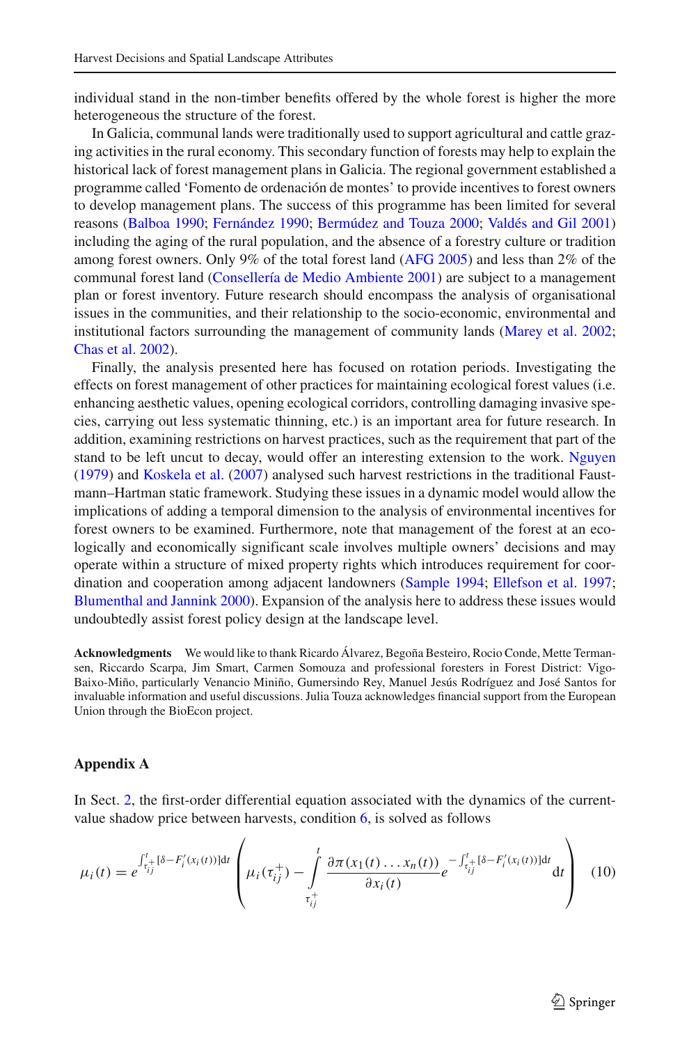individual stand in the non-timber benefits offered by the whole forest is higher the more heterogeneous the structure of the forest.

In Galicia, communal lands were traditionally used to support agricultural and cattle grazing activities in the rural economy. This secondary function of forests may help to explain the historical lack of forest management plans in Galicia. The regional government established a programme called 'Fomento de ordenación de montes' to provide incentives to forest owners to develop management plans. The success of this programme has been limited for several reasons (Balboa 1990; Fernández 1990; Bermúdez and Touza 2000; Valdés and Gil 2001) including the aging of the rural population, and the absence of a forestry culture or tradition among forest owners. Only 9% of the total forest land (AFG 2005) and less than 2% of the communal forest land (Consellería de Medio Ambiente 2001) are subject to a management plan or forest inventory. Future research should encompass the analysis of organisational issues in the communities, and their relationship to the socio-economic, environmental and institutional factors surrounding the management of community lands (Marey et al. 2002; Chas et al. 2002).

Finally, the analysis presented here has focused on rotation periods. Investigating the effects on forest management of other practices for maintaining ecological forest values (i.e. enhancing aesthetic values, opening ecological corridors, controlling damaging invasive species, carrying out less systematic thinning, etc.) is an important area for future research. In addition, examining restrictions on harvest practices, such as the requirement that part of the stand to be left uncut to decay, would offer an interesting extension to the work. Nguyen (1979) and Koskela et al. (2007) analysed such harvest restrictions in the traditional Faustmann–Hartman static framework. Studying these issues in a dynamic model would allow the implications of adding a temporal dimension to the analysis of environmental incentives for forest owners to be examined. Furthermore, note that management of the forest at an ecologically and economically significant scale involves multiple owners' decisions and may operate within a structure of mixed property rights which introduces requirement for coordination and cooperation among adjacent landowners (Sample 1994; Ellefson et al. 1997; Blumenthal and Jannink 2000). Expansion of the analysis here to address these issues would undoubtedly assist forest policy design at the landscape level.

**Acknowledgments** We would like to thank Ricardo Álvarez, Begoña Besteiro, Rocio Conde, Mette Termansen, Riccardo Scarpa, Jim Smart, Carmen Somouza and professional foresters in Forest District: Vigo-Baixo-Miño, particularly Venancio Miniño, Gumersindo Rey, Manuel Jesús Rodríguez and José Santos for invaluable information and useful discussions. Julia Touza acknowledges financial support from the European Union through the BioEcon project.

## Appendix A

In Sect. 2, the first-order differential equation associated with the dynamics of the current-value shadow price between harvests, condition 6, is solved as follows

$$\mu_i(t) = e^{\int_{\tau_{ij}^+}^{t}[\delta - F_i'(x_i(t))]\mathrm{d}t} \left( \mu_i(\tau_{ij}^+) - \int_{\tau_{ij}^+}^{t} \frac{\partial \pi(x_1(t)\ldots x_n(t))}{\partial x_i(t)} e^{-\int_{\tau_{ij}^+}^{t}[\delta - F_i'(x_i(t))]\mathrm{d}t} \mathrm{d}t \right) \quad (10)$$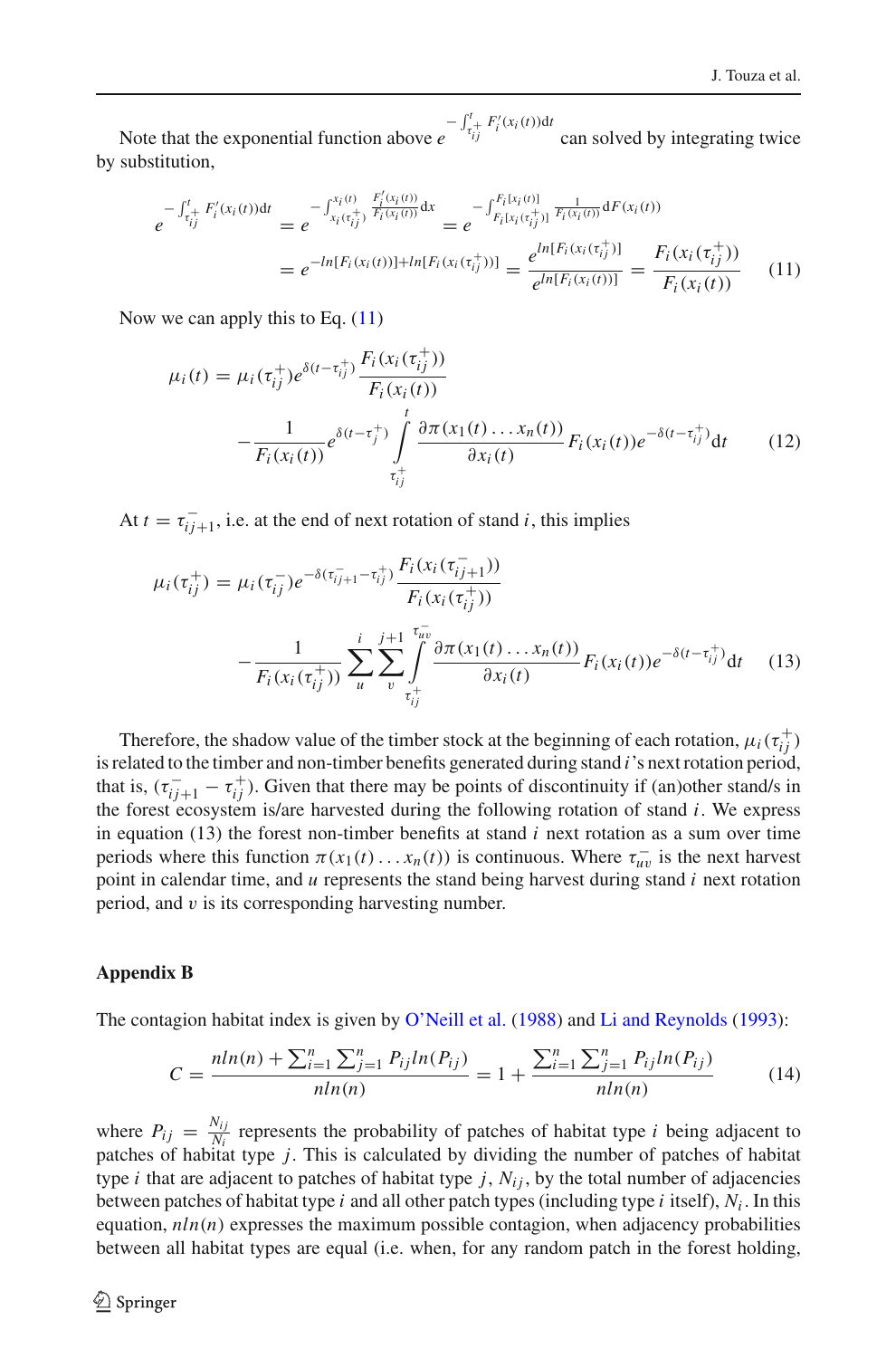Note that the exponential function above $e^{-\int_{\tau_{ij}^{+}}^{t} F_i'(x_i(t))\mathrm{d}t}$ can solved by integrating twice by substitution,

$$e^{-\int_{\tau_{ij}^{+}}^{t} F_i'(x_i(t))\mathrm{d}t} = e^{-\int_{x_i(\tau_{ij}^{+})}^{x_i(t)} \frac{F_i'(x_i(t))}{F_i(x_i(t))}\mathrm{d}x} = e^{-\int_{F_i[x_i(\tau_{ij}^{+})]}^{F_i[x_i(t)]} \frac{1}{F_i(x_i(t))}\mathrm{d}F(x_i(t))}$$
$$= e^{-ln[F_i(x_i(t))]+ln[F_i(x_i(\tau_{ij}^{+}))]} = \frac{e^{ln[F_i(x_i(\tau_{ij}^{+})]}}{e^{ln[F_i(x_i(t))]}} = \frac{F_i(x_i(\tau_{ij}^{+}))}{F_i(x_i(t))} \tag{11}$$

Now we can apply this to Eq. (11)

$$\mu_i(t) = \mu_i(\tau_{ij}^{+})e^{\delta(t-\tau_{ij}^{+})}\frac{F_i(x_i(\tau_{ij}^{+}))}{F_i(x_i(t))}$$
$$-\frac{1}{F_i(x_i(t))}e^{\delta(t-\tau_{j}^{+})}\int_{\tau_{ij}^{+}}^{t}\frac{\partial\pi(x_1(t)\ldots x_n(t))}{\partial x_i(t)}F_i(x_i(t))e^{-\delta(t-\tau_{ij}^{+})}\mathrm{d}t \tag{12}$$

At $t=\tau_{ij+1}^{-}$, i.e. at the end of next rotation of stand $i$, this implies

$$\mu_i(\tau_{ij}^{+}) = \mu_i(\tau_{ij}^{-})e^{-\delta(\tau_{ij+1}^{-}-\tau_{ij}^{+})}\frac{F_i(x_i(\tau_{ij+1}^{-}))}{F_i(x_i(\tau_{ij}^{+}))}$$
$$-\frac{1}{F_i(x_i(\tau_{ij}^{+}))}\sum_{u}^{i}\sum_{v}^{j+1}\int_{\tau_{ij}^{+}}^{\tau_{uv}^{-}}\frac{\partial\pi(x_1(t)\ldots x_n(t))}{\partial x_i(t)}F_i(x_i(t))e^{-\delta(t-\tau_{ij}^{+})}\mathrm{d}t \tag{13}$$

Therefore, the shadow value of the timber stock at the beginning of each rotation, $\mu_i(\tau_{ij}^{+})$ is related to the timber and non-timber benefits generated during stand $i$'s next rotation period, that is, $(\tau_{ij+1}^{-}-\tau_{ij}^{+})$. Given that there may be points of discontinuity if (an)other stand/s in the forest ecosystem is/are harvested during the following rotation of stand $i$. We express in equation (13) the forest non-timber benefits at stand $i$ next rotation as a sum over time periods where this function $\pi(x_1(t)\ldots x_n(t))$ is continuous. Where $\tau_{uv}^{-}$ is the next harvest point in calendar time, and $u$ represents the stand being harvest during stand $i$ next rotation period, and $v$ is its corresponding harvesting number.

## Appendix B

The contagion habitat index is given by O'Neill et al. (1988) and Li and Reynolds (1993):

$$C = \frac{nln(n)+\sum_{i=1}^{n}\sum_{j=1}^{n}P_{ij}ln(P_{ij})}{nln(n)} = 1+\frac{\sum_{i=1}^{n}\sum_{j=1}^{n}P_{ij}ln(P_{ij})}{nln(n)} \tag{14}$$

where $P_{ij}=\frac{N_{ij}}{N_i}$ represents the probability of patches of habitat type $i$ being adjacent to patches of habitat type $j$. This is calculated by dividing the number of patches of habitat type $i$ that are adjacent to patches of habitat type $j$, $N_{ij}$, by the total number of adjacencies between patches of habitat type $i$ and all other patch types (including type $i$ itself), $N_i$. In this equation, $nln(n)$ expresses the maximum possible contagion, when adjacency probabilities between all habitat types are equal (i.e. when, for any random patch in the forest holding,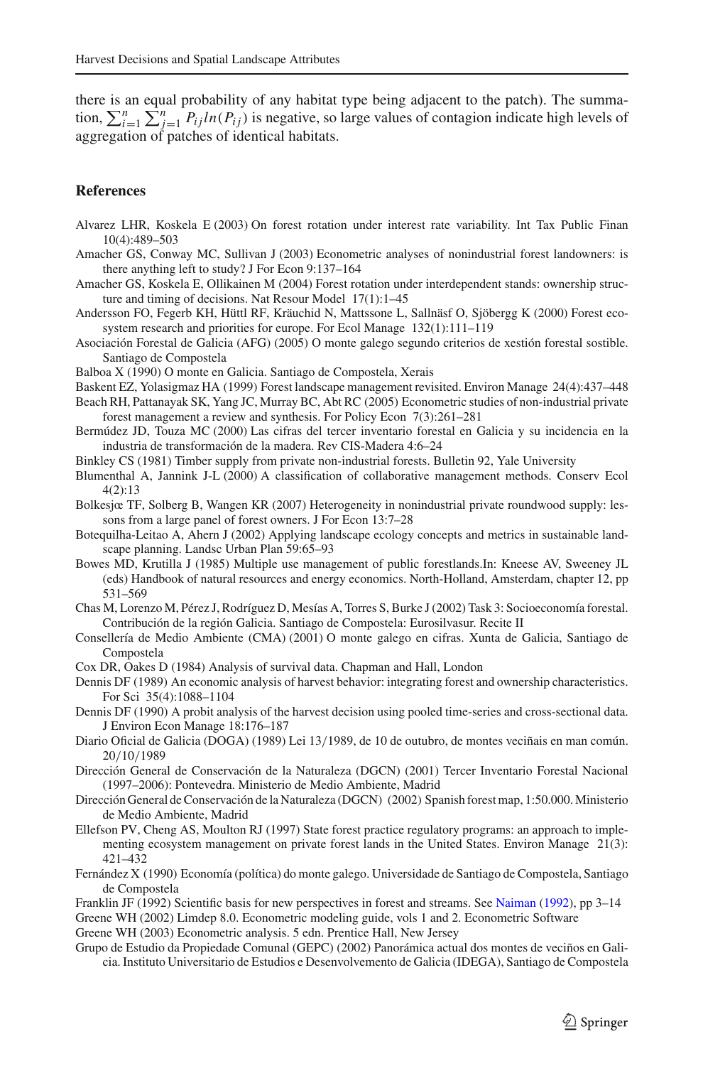there is an equal probability of any habitat type being adjacent to the patch). The summation, $\sum_{i=1}^{n}\sum_{j=1}^{n} P_{ij} ln(P_{ij})$ is negative, so large values of contagion indicate high levels of aggregation of patches of identical habitats.

## References

Alvarez LHR, Koskela E (2003) On forest rotation under interest rate variability. Int Tax Public Finan 10(4):489–503

Amacher GS, Conway MC, Sullivan J (2003) Econometric analyses of nonindustrial forest landowners: is there anything left to study? J For Econ 9:137–164

Amacher GS, Koskela E, Ollikainen M (2004) Forest rotation under interdependent stands: ownership structure and timing of decisions. Nat Resour Model 17(1):1–45

Andersson FO, Fegerb KH, Hüttl RF, Kräuchid N, Mattssone L, Sallnäsf O, Sjöbergg K (2000) Forest ecosystem research and priorities for europe. For Ecol Manage 132(1):111–119

Asociación Forestal de Galicia (AFG) (2005) O monte galego segundo criterios de xestión forestal sostible. Santiago de Compostela

Balboa X (1990) O monte en Galicia. Santiago de Compostela, Xerais

Baskent EZ, Yolasigmaz HA (1999) Forest landscape management revisited. Environ Manage 24(4):437–448

Beach RH, Pattanayak SK, Yang JC, Murray BC, Abt RC (2005) Econometric studies of non-industrial private forest management a review and synthesis. For Policy Econ 7(3):261–281

Bermúdez JD, Touza MC (2000) Las cifras del tercer inventario forestal en Galicia y su incidencia en la industria de transformación de la madera. Rev CIS-Madera 4:6–24

Binkley CS (1981) Timber supply from private non-industrial forests. Bulletin 92, Yale University

Blumenthal A, Jannink J-L (2000) A classification of collaborative management methods. Conserv Ecol 4(2):13

Bolkesjœ TF, Solberg B, Wangen KR (2007) Heterogeneity in nonindustrial private roundwood supply: lessons from a large panel of forest owners. J For Econ 13:7–28

Botequilha-Leitao A, Ahern J (2002) Applying landscape ecology concepts and metrics in sustainable landscape planning. Landsc Urban Plan 59:65–93

Bowes MD, Krutilla J (1985) Multiple use management of public forestlands.In: Kneese AV, Sweeney JL (eds) Handbook of natural resources and energy economics. North-Holland, Amsterdam, chapter 12, pp 531–569

Chas M, Lorenzo M, Pérez J, Rodríguez D, Mesías A, Torres S, Burke J (2002) Task 3: Socioeconomía forestal. Contribución de la región Galicia. Santiago de Compostela: Eurosilvasur. Recite II

Consellería de Medio Ambiente (CMA) (2001) O monte galego en cifras. Xunta de Galicia, Santiago de Compostela

Cox DR, Oakes D (1984) Analysis of survival data. Chapman and Hall, London

Dennis DF (1989) An economic analysis of harvest behavior: integrating forest and ownership characteristics. For Sci 35(4):1088–1104

Dennis DF (1990) A probit analysis of the harvest decision using pooled time-series and cross-sectional data. J Environ Econ Manage 18:176–187

Diario Oficial de Galicia (DOGA) (1989) Lei 13/1989, de 10 de outubro, de montes veciñais en man común. 20/10/1989

Dirección General de Conservación de la Naturaleza (DGCN) (2001) Tercer Inventario Forestal Nacional (1997–2006): Pontevedra. Ministerio de Medio Ambiente, Madrid

Dirección General de Conservación de la Naturaleza (DGCN) (2002) Spanish forest map, 1:50.000. Ministerio de Medio Ambiente, Madrid

Ellefson PV, Cheng AS, Moulton RJ (1997) State forest practice regulatory programs: an approach to implementing ecosystem management on private forest lands in the United States. Environ Manage 21(3): 421–432

Fernández X (1990) Economía (política) do monte galego. Universidade de Santiago de Compostela, Santiago de Compostela

Franklin JF (1992) Scientific basis for new perspectives in forest and streams. See Naiman (1992), pp 3–14

Greene WH (2002) Limdep 8.0. Econometric modeling guide, vols 1 and 2. Econometric Software

Greene WH (2003) Econometric analysis. 5 edn. Prentice Hall, New Jersey

Grupo de Estudio da Propiedade Comunal (GEPC) (2002) Panorámica actual dos montes de veciños en Galicia. Instituto Universitario de Estudios e Desenvolvemento de Galicia (IDEGA), Santiago de Compostela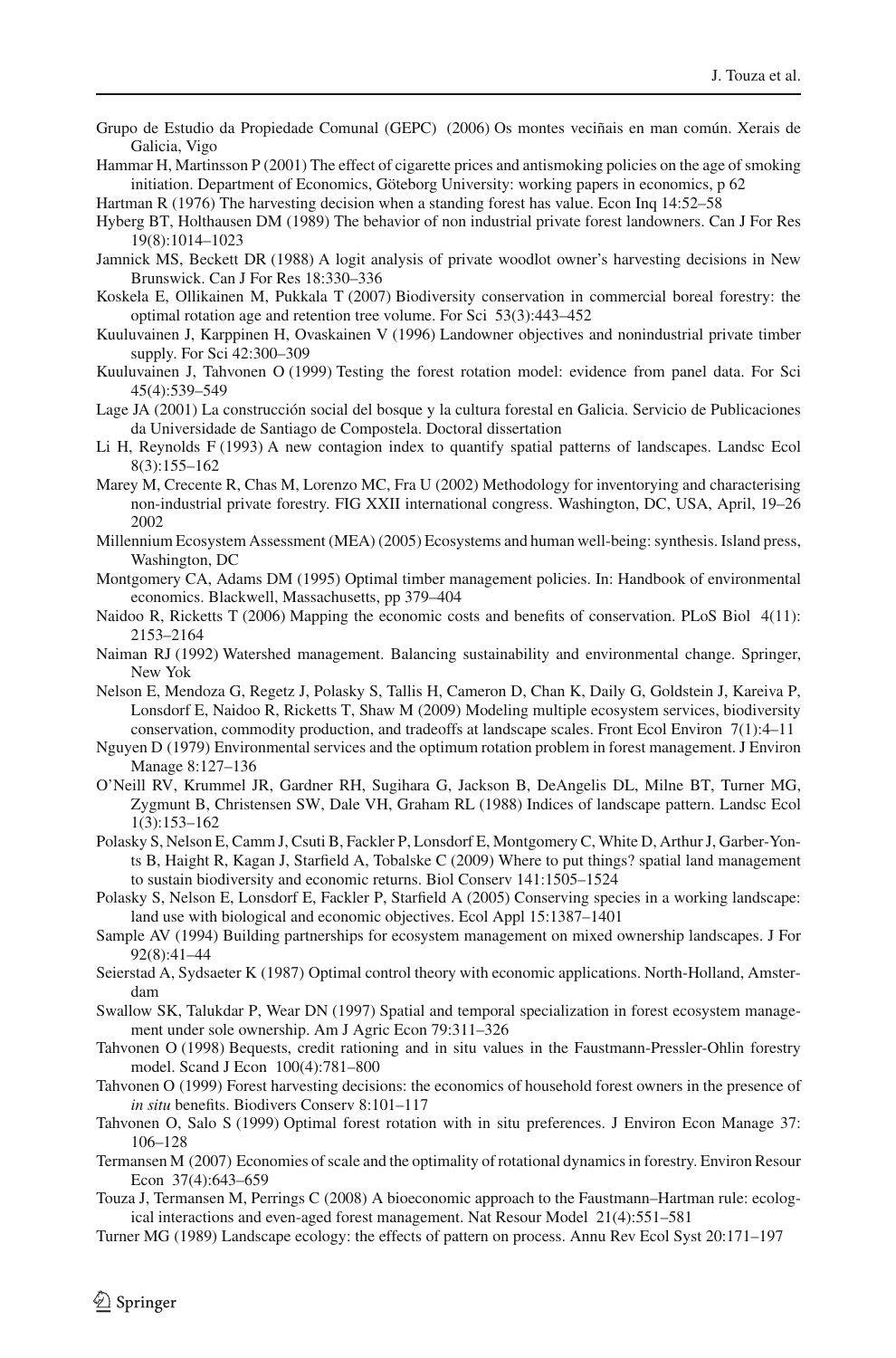Grupo de Estudio da Propiedade Comunal (GEPC) (2006) Os montes veciñais en man común. Xerais de Galicia, Vigo

Hammar H, Martinsson P (2001) The effect of cigarette prices and antismoking policies on the age of smoking initiation. Department of Economics, Göteborg University: working papers in economics, p 62

Hartman R (1976) The harvesting decision when a standing forest has value. Econ Inq 14:52–58

Hyberg BT, Holthausen DM (1989) The behavior of non industrial private forest landowners. Can J For Res 19(8):1014–1023

Jamnick MS, Beckett DR (1988) A logit analysis of private woodlot owner's harvesting decisions in New Brunswick. Can J For Res 18:330–336

Koskela E, Ollikainen M, Pukkala T (2007) Biodiversity conservation in commercial boreal forestry: the optimal rotation age and retention tree volume. For Sci 53(3):443–452

Kuuluvainen J, Karppinen H, Ovaskainen V (1996) Landowner objectives and nonindustrial private timber supply. For Sci 42:300–309

Kuuluvainen J, Tahvonen O (1999) Testing the forest rotation model: evidence from panel data. For Sci 45(4):539–549

Lage JA (2001) La construcción social del bosque y la cultura forestal en Galicia. Servicio de Publicaciones da Universidade de Santiago de Compostela. Doctoral dissertation

Li H, Reynolds F (1993) A new contagion index to quantify spatial patterns of landscapes. Landsc Ecol 8(3):155–162

Marey M, Crecente R, Chas M, Lorenzo MC, Fra U (2002) Methodology for inventorying and characterising non-industrial private forestry. FIG XXII international congress. Washington, DC, USA, April, 19–26 2002

Millennium Ecosystem Assessment (MEA) (2005) Ecosystems and human well-being: synthesis. Island press, Washington, DC

Montgomery CA, Adams DM (1995) Optimal timber management policies. In: Handbook of environmental economics. Blackwell, Massachusetts, pp 379–404

Naidoo R, Ricketts T (2006) Mapping the economic costs and benefits of conservation. PLoS Biol 4(11): 2153–2164

Naiman RJ (1992) Watershed management. Balancing sustainability and environmental change. Springer, New Yok

Nelson E, Mendoza G, Regetz J, Polasky S, Tallis H, Cameron D, Chan K, Daily G, Goldstein J, Kareiva P, Lonsdorf E, Naidoo R, Ricketts T, Shaw M (2009) Modeling multiple ecosystem services, biodiversity conservation, commodity production, and tradeoffs at landscape scales. Front Ecol Environ 7(1):4–11

Nguyen D (1979) Environmental services and the optimum rotation problem in forest management. J Environ Manage 8:127–136

O'Neill RV, Krummel JR, Gardner RH, Sugihara G, Jackson B, DeAngelis DL, Milne BT, Turner MG, Zygmunt B, Christensen SW, Dale VH, Graham RL (1988) Indices of landscape pattern. Landsc Ecol 1(3):153–162

Polasky S, Nelson E, Camm J, Csuti B, Fackler P, Lonsdorf E, Montgomery C, White D, Arthur J, Garber-Yonts B, Haight R, Kagan J, Starfield A, Tobalske C (2009) Where to put things? spatial land management to sustain biodiversity and economic returns. Biol Conserv 141:1505–1524

Polasky S, Nelson E, Lonsdorf E, Fackler P, Starfield A (2005) Conserving species in a working landscape: land use with biological and economic objectives. Ecol Appl 15:1387–1401

Sample AV (1994) Building partnerships for ecosystem management on mixed ownership landscapes. J For 92(8):41–44

Seierstad A, Sydsaeter K (1987) Optimal control theory with economic applications. North-Holland, Amsterdam

Swallow SK, Talukdar P, Wear DN (1997) Spatial and temporal specialization in forest ecosystem management under sole ownership. Am J Agric Econ 79:311–326

Tahvonen O (1998) Bequests, credit rationing and in situ values in the Faustmann-Pressler-Ohlin forestry model. Scand J Econ 100(4):781–800

Tahvonen O (1999) Forest harvesting decisions: the economics of household forest owners in the presence of *in situ* benefits. Biodivers Conserv 8:101–117

Tahvonen O, Salo S (1999) Optimal forest rotation with in situ preferences. J Environ Econ Manage 37: 106–128

Termansen M (2007) Economies of scale and the optimality of rotational dynamics in forestry. Environ Resour Econ 37(4):643–659

Touza J, Termansen M, Perrings C (2008) A bioeconomic approach to the Faustmann–Hartman rule: ecological interactions and even-aged forest management. Nat Resour Model 21(4):551–581

Turner MG (1989) Landscape ecology: the effects of pattern on process. Annu Rev Ecol Syst 20:171–197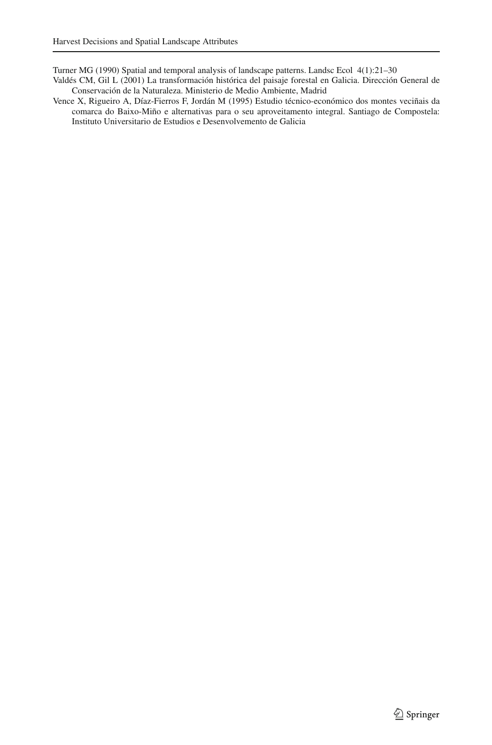Turner MG (1990) Spatial and temporal analysis of landscape patterns. Landsc Ecol 4(1):21–30

Valdés CM, Gil L (2001) La transformación histórica del paisaje forestal en Galicia. Dirección General de Conservación de la Naturaleza. Ministerio de Medio Ambiente, Madrid

Vence X, Rigueiro A, Díaz-Fierros F, Jordán M (1995) Estudio técnico-económico dos montes veciñais da comarca do Baixo-Miño e alternativas para o seu aproveitamento integral. Santiago de Compostela: Instituto Universitario de Estudios e Desenvolvemento de Galicia